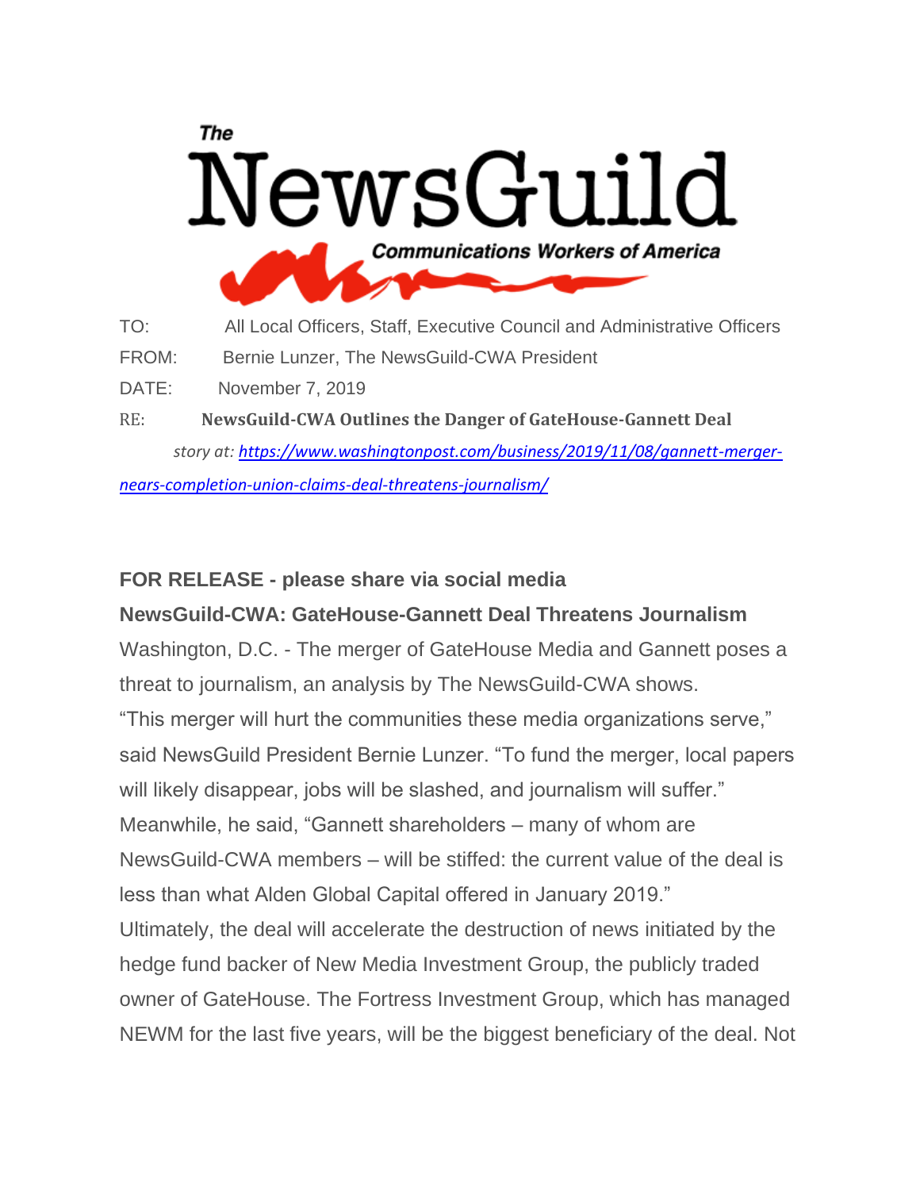The NewsGuild

Communications Workers of America

TO: All Local Officers, Staff, Executive Council and Administrative Officers

FROM: Bernie Lunzer, The NewsGuild-CWA President

DATE: November 7, 2019

RE: **NewsGuild-CWA Outlines the Danger of GateHouse-Gannett Deal**

*story at: [https://www.washingtonpost.com/business/2019/11/08/gannett-merger-nears-completion-union-claims-deal-threatens-journalism/](https://www.washingtonpost.com/business/2019/11/08/gannett-merger-nears-completion-union-claims-deal-threatens-journalism/)*

**FOR RELEASE - please share via social media**

**NewsGuild-CWA: GateHouse-Gannett Deal Threatens Journalism**

Washington, D.C. - The merger of GateHouse Media and Gannett poses a threat to journalism, an analysis by The NewsGuild-CWA shows.

"This merger will hurt the communities these media organizations serve," said NewsGuild President Bernie Lunzer. "To fund the merger, local papers will likely disappear, jobs will be slashed, and journalism will suffer." Meanwhile, he said, "Gannett shareholders – many of whom are NewsGuild-CWA members – will be stiffed: the current value of the deal is less than what Alden Global Capital offered in January 2019."

Ultimately, the deal will accelerate the destruction of news initiated by the hedge fund backer of New Media Investment Group, the publicly traded owner of GateHouse. The Fortress Investment Group, which has managed NEWM for the last five years, will be the biggest beneficiary of the deal. Not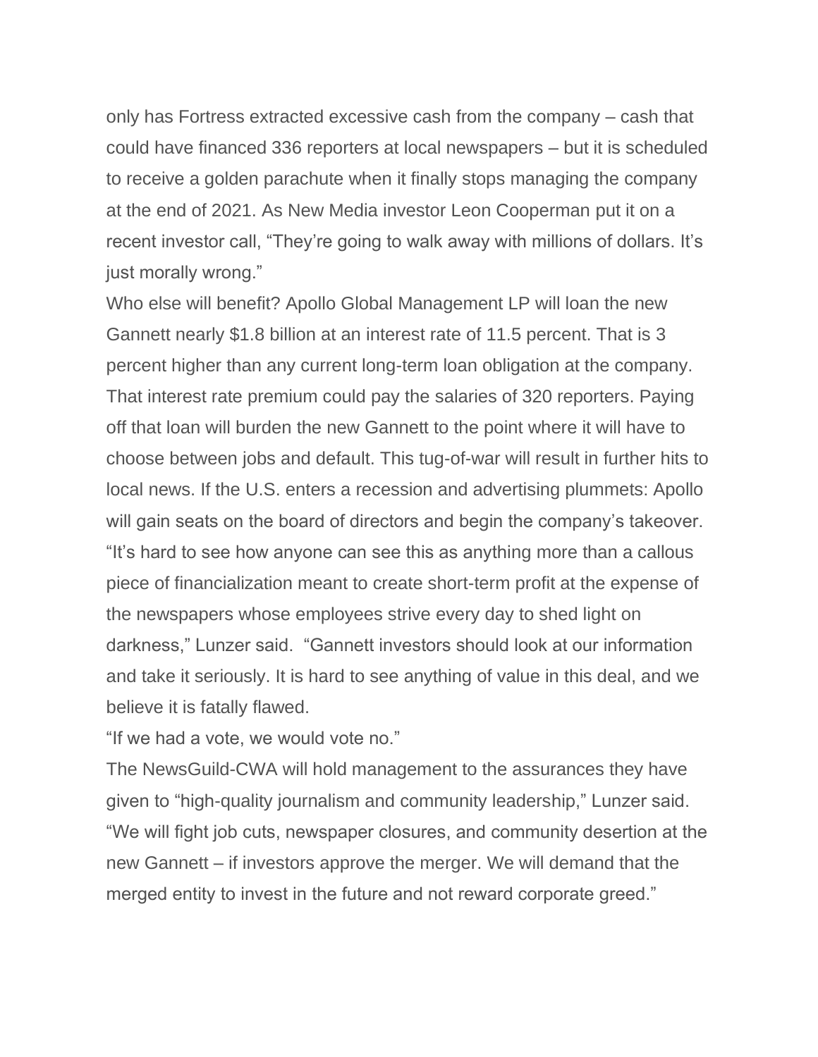only has Fortress extracted excessive cash from the company – cash that could have financed 336 reporters at local newspapers – but it is scheduled to receive a golden parachute when it finally stops managing the company at the end of 2021. As New Media investor Leon Cooperman put it on a recent investor call, "They're going to walk away with millions of dollars. It's just morally wrong."

Who else will benefit? Apollo Global Management LP will loan the new Gannett nearly $1.8 billion at an interest rate of 11.5 percent. That is 3 percent higher than any current long-term loan obligation at the company. That interest rate premium could pay the salaries of 320 reporters. Paying off that loan will burden the new Gannett to the point where it will have to choose between jobs and default. This tug-of-war will result in further hits to local news. If the U.S. enters a recession and advertising plummets: Apollo will gain seats on the board of directors and begin the company's takeover.

"It's hard to see how anyone can see this as anything more than a callous piece of financialization meant to create short-term profit at the expense of the newspapers whose employees strive every day to shed light on darkness," Lunzer said. "Gannett investors should look at our information and take it seriously. It is hard to see anything of value in this deal, and we believe it is fatally flawed.

"If we had a vote, we would vote no."

The NewsGuild-CWA will hold management to the assurances they have given to "high-quality journalism and community leadership," Lunzer said. "We will fight job cuts, newspaper closures, and community desertion at the new Gannett – if investors approve the merger. We will demand that the merged entity to invest in the future and not reward corporate greed."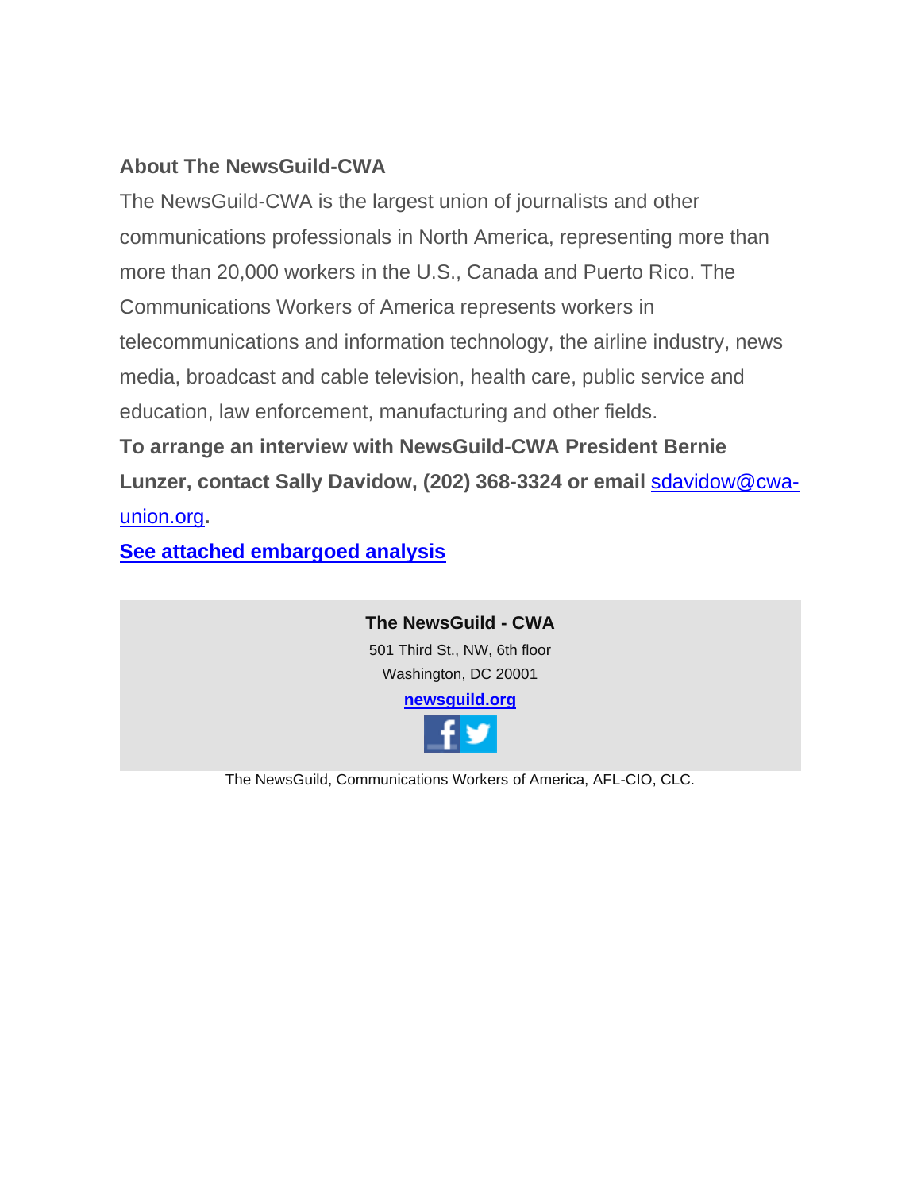**About The NewsGuild-CWA**

The NewsGuild-CWA is the largest union of journalists and other communications professionals in North America, representing more than more than 20,000 workers in the U.S., Canada and Puerto Rico. The Communications Workers of America represents workers in telecommunications and information technology, the airline industry, news media, broadcast and cable television, health care, public service and education, law enforcement, manufacturing and other fields.

**To arrange an interview with NewsGuild-CWA President Bernie Lunzer, contact Sally Davidow, (202) 368-3324 or email** sdavidow@cwa-union.org**.**

**See attached embargoed analysis**

**The NewsGuild - CWA**
501 Third St., NW, 6th floor
Washington, DC 20001
**newsguild.org**

The NewsGuild, Communications Workers of America, AFL-CIO, CLC.